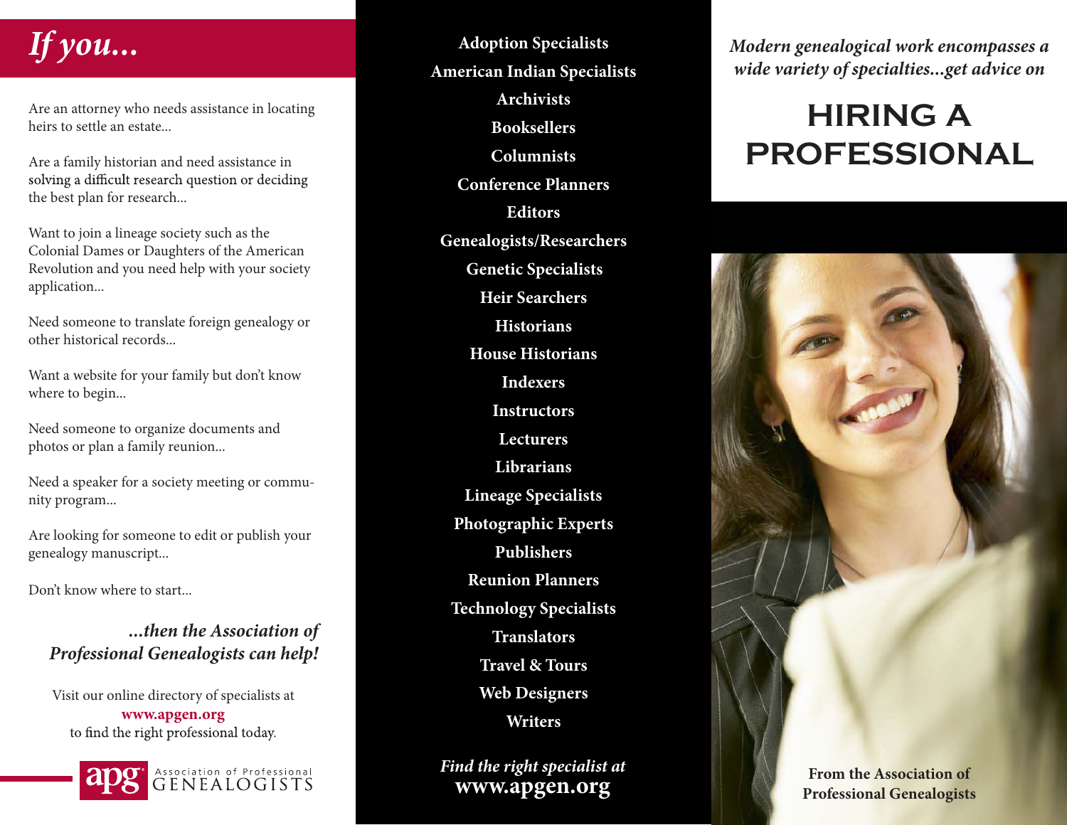# *If you...*

Are an attorney who needs assistance in locating heirs to settle an estate...

Are a family historian and need assistance in solving a difficult research question or deciding the best plan for research...

Want to join a lineage society such as the Colonial Dames or Daughters of the American Revolution and you need help with your society application...

Need someone to translate foreign genealogy or other historical records...

Want a website for your family but don't know where to begin...

Need someone to organize documents and photos or plan a family reunion...

Need a speaker for a society meeting or community program...

Are looking for someone to edit or publish your genealogy manuscript...

Don't know where to start...

***...then the Association of Professional Genealogists can help!***

Visit our online directory of specialists at **www.apgen.org** to find the right professional today.

apg Association of Professional GENEALOGISTS

**Adoption Specialists**
**American Indian Specialists**
**Archivists**
**Booksellers**
**Columnists**
**Conference Planners**
**Editors**
**Genealogists/Researchers**
**Genetic Specialists**
**Heir Searchers**
**Historians**
**House Historians**
**Indexers**
**Instructors**
**Lecturers**
**Librarians**
**Lineage Specialists**
**Photographic Experts**
**Publishers**
**Reunion Planners**
**Technology Specialists**
**Translators**
**Travel & Tours**
**Web Designers**
**Writers**

*Find the right specialist at*
**www.apgen.org**

***Modern genealogical work encompasses a wide variety of specialties...get advice on***

# HIRING A PROFESSIONAL

**From the Association of Professional Genealogists**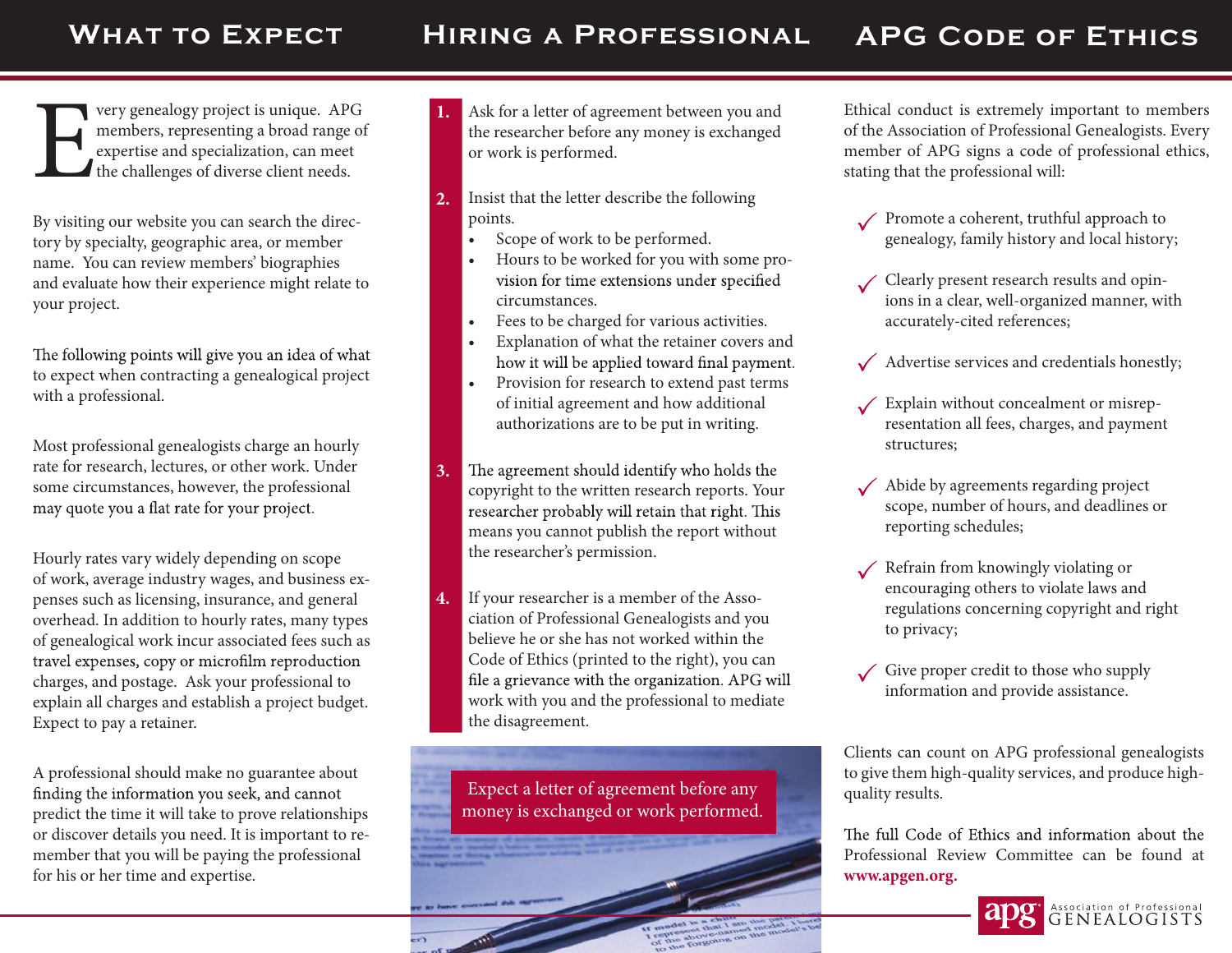## What to Expect

Every genealogy project is unique. APG members, representing a broad range of expertise and specialization, can meet the challenges of diverse client needs.

By visiting our website you can search the directory by specialty, geographic area, or member name. You can review members' biographies and evaluate how their experience might relate to your project.

The following points will give you an idea of what to expect when contracting a genealogical project with a professional.

Most professional genealogists charge an hourly rate for research, lectures, or other work. Under some circumstances, however, the professional may quote you a flat rate for your project.

Hourly rates vary widely depending on scope of work, average industry wages, and business expenses such as licensing, insurance, and general overhead. In addition to hourly rates, many types of genealogical work incur associated fees such as travel expenses, copy or microfilm reproduction charges, and postage. Ask your professional to explain all charges and establish a project budget. Expect to pay a retainer.

A professional should make no guarantee about finding the information you seek, and cannot predict the time it will take to prove relationships or discover details you need. It is important to remember that you will be paying the professional for his or her time and expertise.

## Hiring a Professional

1. Ask for a letter of agreement between you and the researcher before any money is exchanged or work is performed.

2. Insist that the letter describe the following points.
   - Scope of work to be performed.
   - Hours to be worked for you with some provision for time extensions under specified circumstances.
   - Fees to be charged for various activities.
   - Explanation of what the retainer covers and how it will be applied toward final payment.
   - Provision for research to extend past terms of initial agreement and how additional authorizations are to be put in writing.

3. The agreement should identify who holds the copyright to the written research reports. Your researcher probably will retain that right. This means you cannot publish the report without the researcher's permission.

4. If your researcher is a member of the Association of Professional Genealogists and you believe he or she has not worked within the Code of Ethics (printed to the right), you can file a grievance with the organization. APG will work with you and the professional to mediate the disagreement.

Expect a letter of agreement before any money is exchanged or work performed.

## APG Code of Ethics

Ethical conduct is extremely important to members of the Association of Professional Genealogists. Every member of APG signs a code of professional ethics, stating that the professional will:

- ✓ Promote a coherent, truthful approach to genealogy, family history and local history;
- ✓ Clearly present research results and opinions in a clear, well-organized manner, with accurately-cited references;
- ✓ Advertise services and credentials honestly;
- ✓ Explain without concealment or misrepresentation all fees, charges, and payment structures;
- ✓ Abide by agreements regarding project scope, number of hours, and deadlines or reporting schedules;
- ✓ Refrain from knowingly violating or encouraging others to violate laws and regulations concerning copyright and right to privacy;
- ✓ Give proper credit to those who supply information and provide assistance.

Clients can count on APG professional genealogists to give them high-quality services, and produce high-quality results.

The full Code of Ethics and information about the Professional Review Committee can be found at **www.apgen.org.**

apg Association of Professional GENEALOGISTS